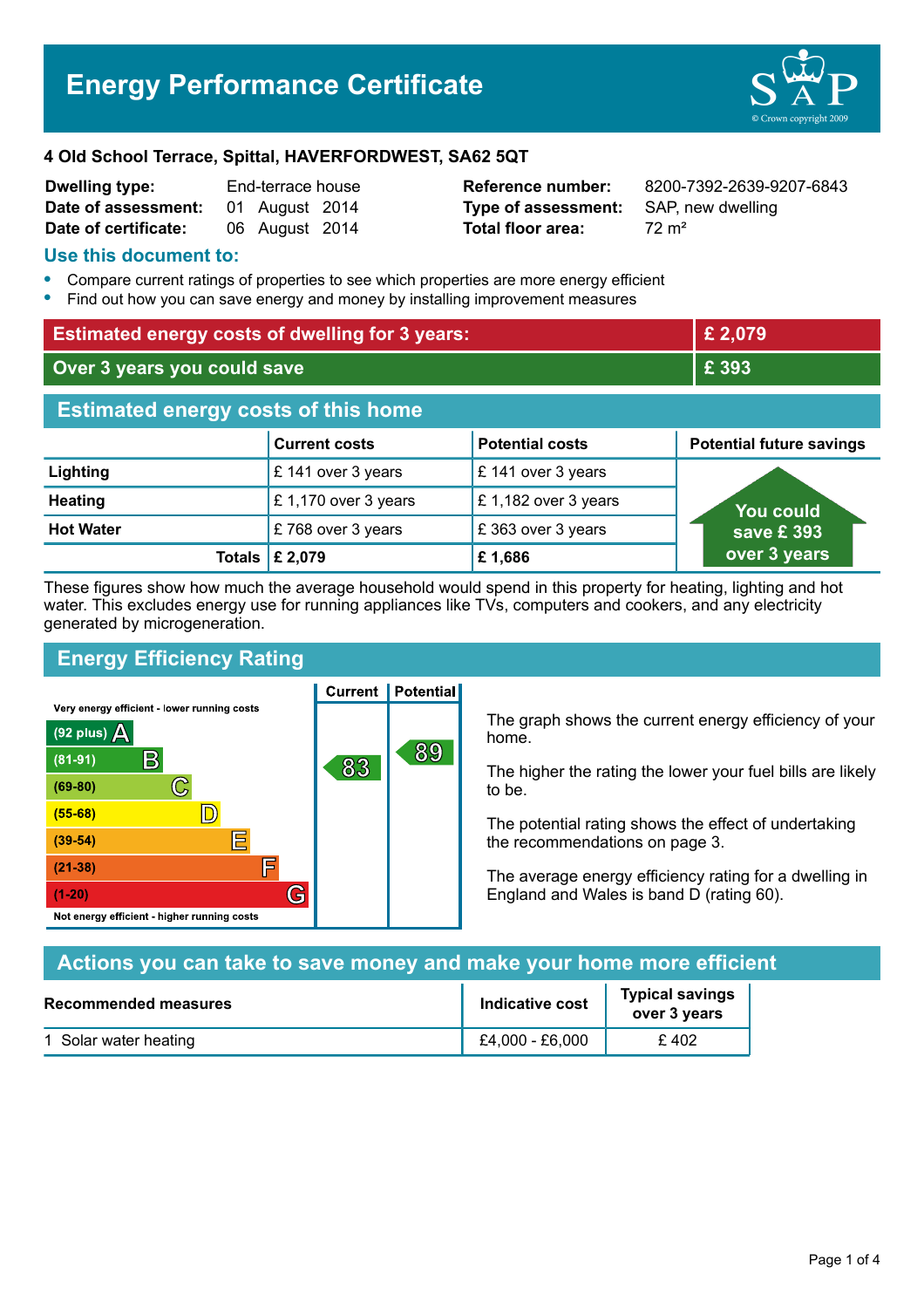# Energy Performance Certificate

**4 Old School Terrace, Spittal, HAVERFORDWEST, SA62 5QT**

| | | | |
|---|---|---|---|
| **Dwelling type:** | End-terrace house | **Reference number:** | 8200-7392-2639-9207-6843 |
| **Date of assessment:** | 01 August 2014 | **Type of assessment:** | SAP, new dwelling |
| **Date of certificate:** | 06 August 2014 | **Total floor area:** | 72 m² |

## Use this document to:

- Compare current ratings of properties to see which properties are more energy efficient
- Find out how you can save energy and money by installing improvement measures

| | |
|---|---|
| **Estimated energy costs of dwelling for 3 years:** | **£ 2,079** |
| **Over 3 years you could save** | **£ 393** |

## Estimated energy costs of this home

| | Current costs | Potential costs | Potential future savings |
|---|---|---|---|
| **Lighting** | £ 141 over 3 years | £ 141 over 3 years | You could save £ 393 over 3 years |
| **Heating** | £ 1,170 over 3 years | £ 1,182 over 3 years | |
| **Hot Water** | £ 768 over 3 years | £ 363 over 3 years | |
| **Totals** | **£ 2,079** | **£ 1,686** | |

These figures show how much the average household would spend in this property for heating, lighting and hot water. This excludes energy use for running appliances like TVs, computers and cookers, and any electricity generated by microgeneration.

## Energy Efficiency Rating

| Rating band | Current | Potential |
|---|---|---|
| Very energy efficient - lower running costs | | |
| (92 plus) A | | |
| (81-91) B | 83 | 89 |
| (69-80) C | | |
| (55-68) D | | |
| (39-54) E | | |
| (21-38) F | | |
| (1-20) G | | |
| Not energy efficient - higher running costs | | |

The graph shows the current energy efficiency of your home.

The higher the rating the lower your fuel bills are likely to be.

The potential rating shows the effect of undertaking the recommendations on page 3.

The average energy efficiency rating for a dwelling in England and Wales is band D (rating 60).

## Actions you can take to save money and make your home more efficient

| Recommended measures | Indicative cost | Typical savings over 3 years |
|---|---|---|
| 1 Solar water heating | £4,000 - £6,000 | £ 402 |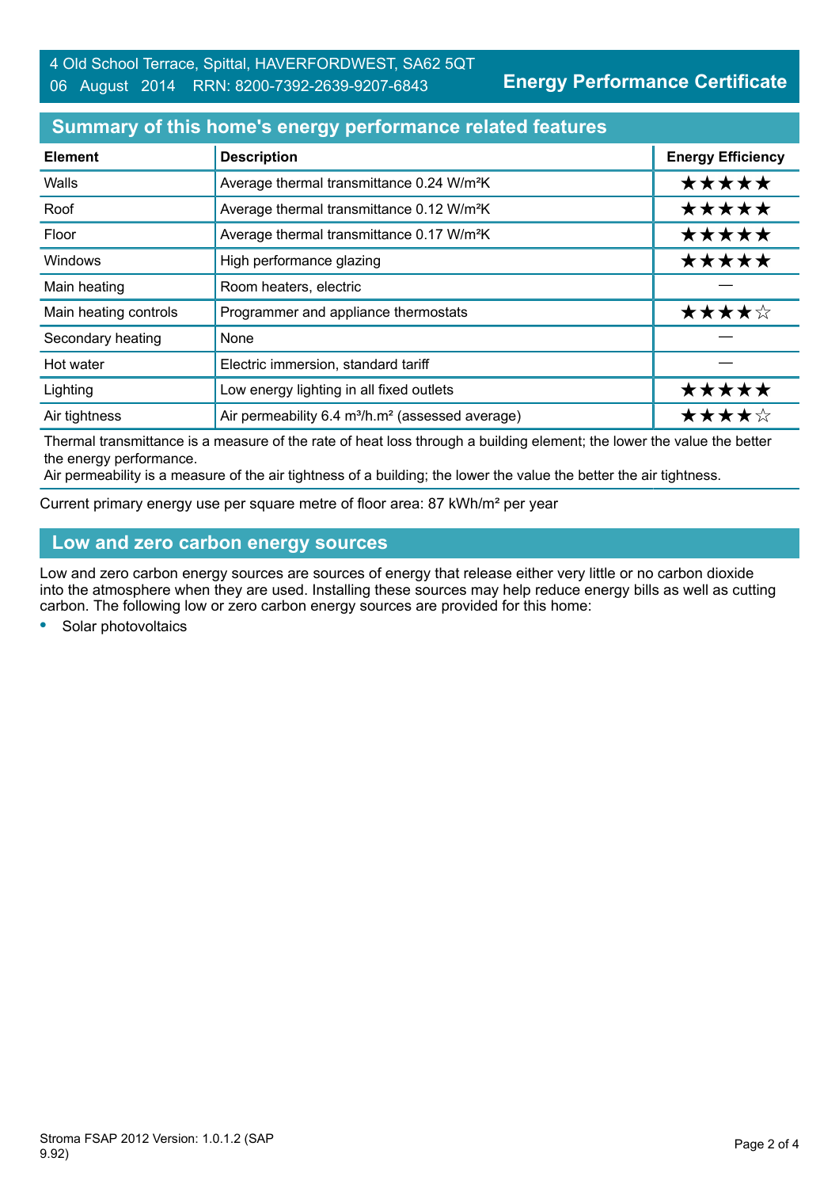4 Old School Terrace, Spittal, HAVERFORDWEST, SA62 5QT
06 August 2014 RRN: 8200-7392-2639-9207-6843

**Energy Performance Certificate**

## Summary of this home's energy performance related features

| Element | Description | Energy Efficiency |
|---|---|---|
| Walls | Average thermal transmittance 0.24 W/m²K | ★★★★★ |
| Roof | Average thermal transmittance 0.12 W/m²K | ★★★★★ |
| Floor | Average thermal transmittance 0.17 W/m²K | ★★★★★ |
| Windows | High performance glazing | ★★★★★ |
| Main heating | Room heaters, electric | — |
| Main heating controls | Programmer and appliance thermostats | ★★★★☆ |
| Secondary heating | None | — |
| Hot water | Electric immersion, standard tariff | — |
| Lighting | Low energy lighting in all fixed outlets | ★★★★★ |
| Air tightness | Air permeability 6.4 m³/h.m² (assessed average) | ★★★★☆ |

Thermal transmittance is a measure of the rate of heat loss through a building element; the lower the value the better the energy performance.
Air permeability is a measure of the air tightness of a building; the lower the value the better the air tightness.

Current primary energy use per square metre of floor area: 87 kWh/m² per year

## Low and zero carbon energy sources

Low and zero carbon energy sources are sources of energy that release either very little or no carbon dioxide into the atmosphere when they are used. Installing these sources may help reduce energy bills as well as cutting carbon. The following low or zero carbon energy sources are provided for this home:

- Solar photovoltaics

Stroma FSAP 2012 Version: 1.0.1.2 (SAP 9.92)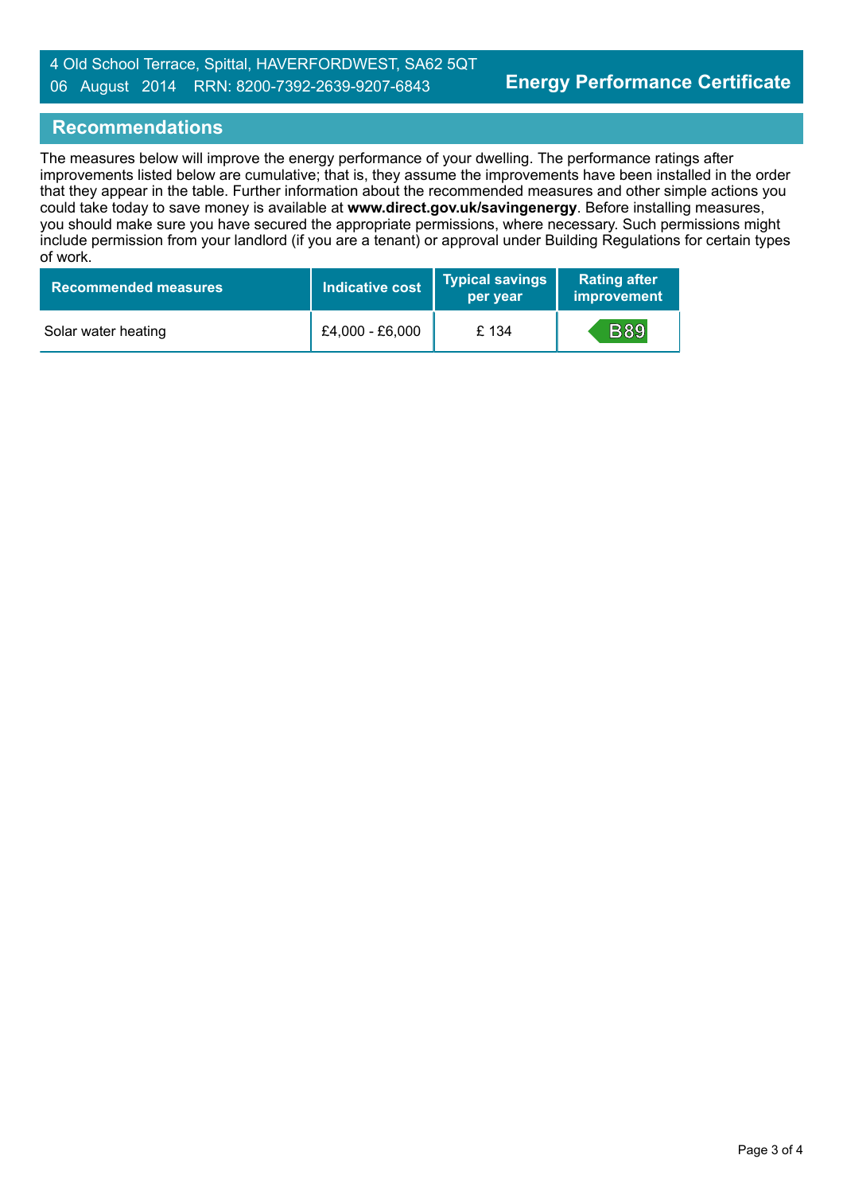## Recommendations

The measures below will improve the energy performance of your dwelling. The performance ratings after improvements listed below are cumulative; that is, they assume the improvements have been installed in the order that they appear in the table. Further information about the recommended measures and other simple actions you could take today to save money is available at **www.direct.gov.uk/savingenergy**. Before installing measures, you should make sure you have secured the appropriate permissions, where necessary. Such permissions might include permission from your landlord (if you are a tenant) or approval under Building Regulations for certain types of work.

| Recommended measures | Indicative cost | Typical savings per year | Rating after improvement |
|---|---|---|---|
| Solar water heating | £4,000 - £6,000 | £ 134 | B89 |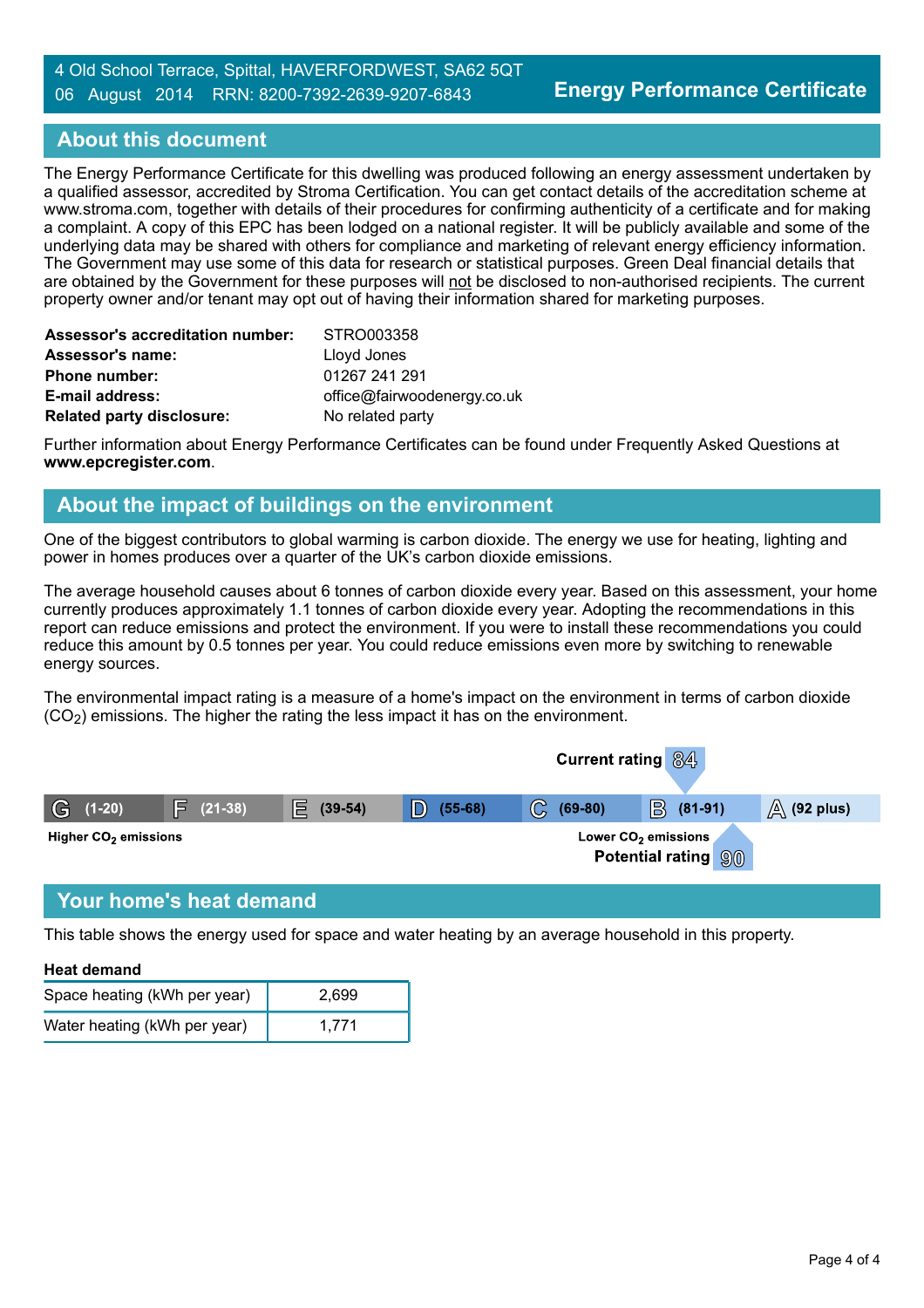4 Old School Terrace, Spittal, HAVERFORDWEST, SA62 5QT
06 August 2014 RRN: 8200-7392-2639-9207-6843

**Energy Performance Certificate**

## About this document

The Energy Performance Certificate for this dwelling was produced following an energy assessment undertaken by a qualified assessor, accredited by Stroma Certification. You can get contact details of the accreditation scheme at www.stroma.com, together with details of their procedures for confirming authenticity of a certificate and for making a complaint. A copy of this EPC has been lodged on a national register. It will be publicly available and some of the underlying data may be shared with others for compliance and marketing of relevant energy efficiency information. The Government may use some of this data for research or statistical purposes. Green Deal financial details that are obtained by the Government for these purposes will not be disclosed to non-authorised recipients. The current property owner and/or tenant may opt out of having their information shared for marketing purposes.

| | |
|---|---|
| **Assessor's accreditation number:** | STRO003358 |
| **Assessor's name:** | Lloyd Jones |
| **Phone number:** | 01267 241 291 |
| **E-mail address:** | office@fairwoodenergy.co.uk |
| **Related party disclosure:** | No related party |

Further information about Energy Performance Certificates can be found under Frequently Asked Questions at **www.epcregister.com**.

## About the impact of buildings on the environment

One of the biggest contributors to global warming is carbon dioxide. The energy we use for heating, lighting and power in homes produces over a quarter of the UK's carbon dioxide emissions.

The average household causes about 6 tonnes of carbon dioxide every year. Based on this assessment, your home currently produces approximately 1.1 tonnes of carbon dioxide every year. Adopting the recommendations in this report can reduce emissions and protect the environment. If you were to install these recommendations you could reduce this amount by 0.5 tonnes per year. You could reduce emissions even more by switching to renewable energy sources.

The environmental impact rating is a measure of a home's impact on the environment in terms of carbon dioxide ($CO_2$) emissions. The higher the rating the less impact it has on the environment.

Current rating 84

G (1-20)
F (21-38)
E (39-54)
D (55-68)
C (69-80)
B (81-91)
A (92 plus)

Higher $CO_2$ emissions

Lower $CO_2$ emissions

Potential rating 90

## Your home's heat demand

This table shows the energy used for space and water heating by an average household in this property.

**Heat demand**

| | |
|---|---|
| Space heating (kWh per year) | 2,699 |
| Water heating (kWh per year) | 1,771 |